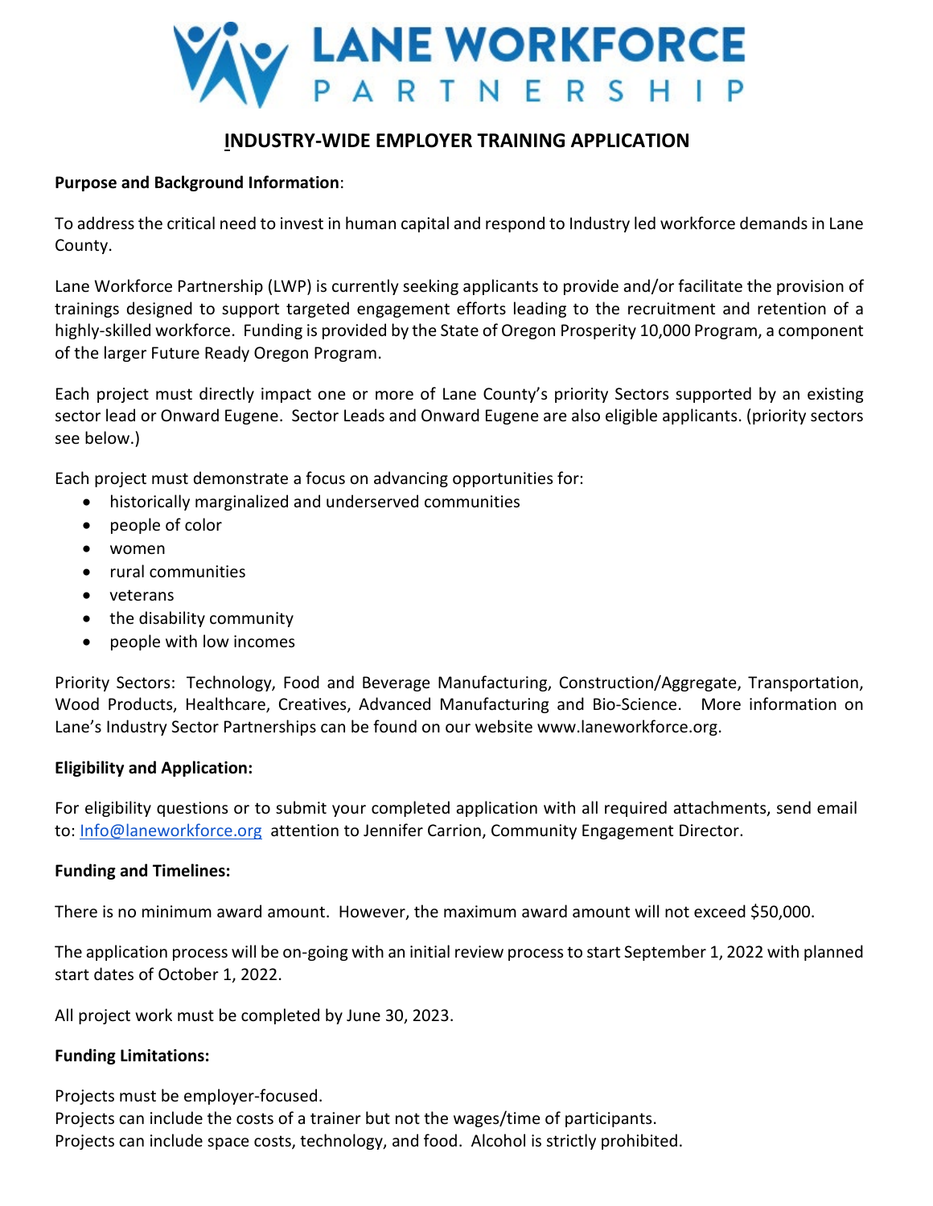# LANE WORKFORCE PARTNERSHIP

## INDUSTRY-WIDE EMPLOYER TRAINING APPLICATION

**Purpose and Background Information**:

To address the critical need to invest in human capital and respond to Industry led workforce demands in Lane County.

Lane Workforce Partnership (LWP) is currently seeking applicants to provide and/or facilitate the provision of trainings designed to support targeted engagement efforts leading to the recruitment and retention of a highly-skilled workforce. Funding is provided by the State of Oregon Prosperity 10,000 Program, a component of the larger Future Ready Oregon Program.

Each project must directly impact one or more of Lane County's priority Sectors supported by an existing sector lead or Onward Eugene. Sector Leads and Onward Eugene are also eligible applicants. (priority sectors see below.)

Each project must demonstrate a focus on advancing opportunities for:

- historically marginalized and underserved communities
- people of color
- women
- rural communities
- veterans
- the disability community
- people with low incomes

Priority Sectors: Technology, Food and Beverage Manufacturing, Construction/Aggregate, Transportation, Wood Products, Healthcare, Creatives, Advanced Manufacturing and Bio-Science. More information on Lane's Industry Sector Partnerships can be found on our website www.laneworkforce.org.

**Eligibility and Application:**

For eligibility questions or to submit your completed application with all required attachments, send email to: Info@laneworkforce.org attention to Jennifer Carrion, Community Engagement Director.

**Funding and Timelines:**

There is no minimum award amount. However, the maximum award amount will not exceed $50,000.

The application process will be on-going with an initial review process to start September 1, 2022 with planned start dates of October 1, 2022.

All project work must be completed by June 30, 2023.

**Funding Limitations:**

Projects must be employer-focused.
Projects can include the costs of a trainer but not the wages/time of participants.
Projects can include space costs, technology, and food. Alcohol is strictly prohibited.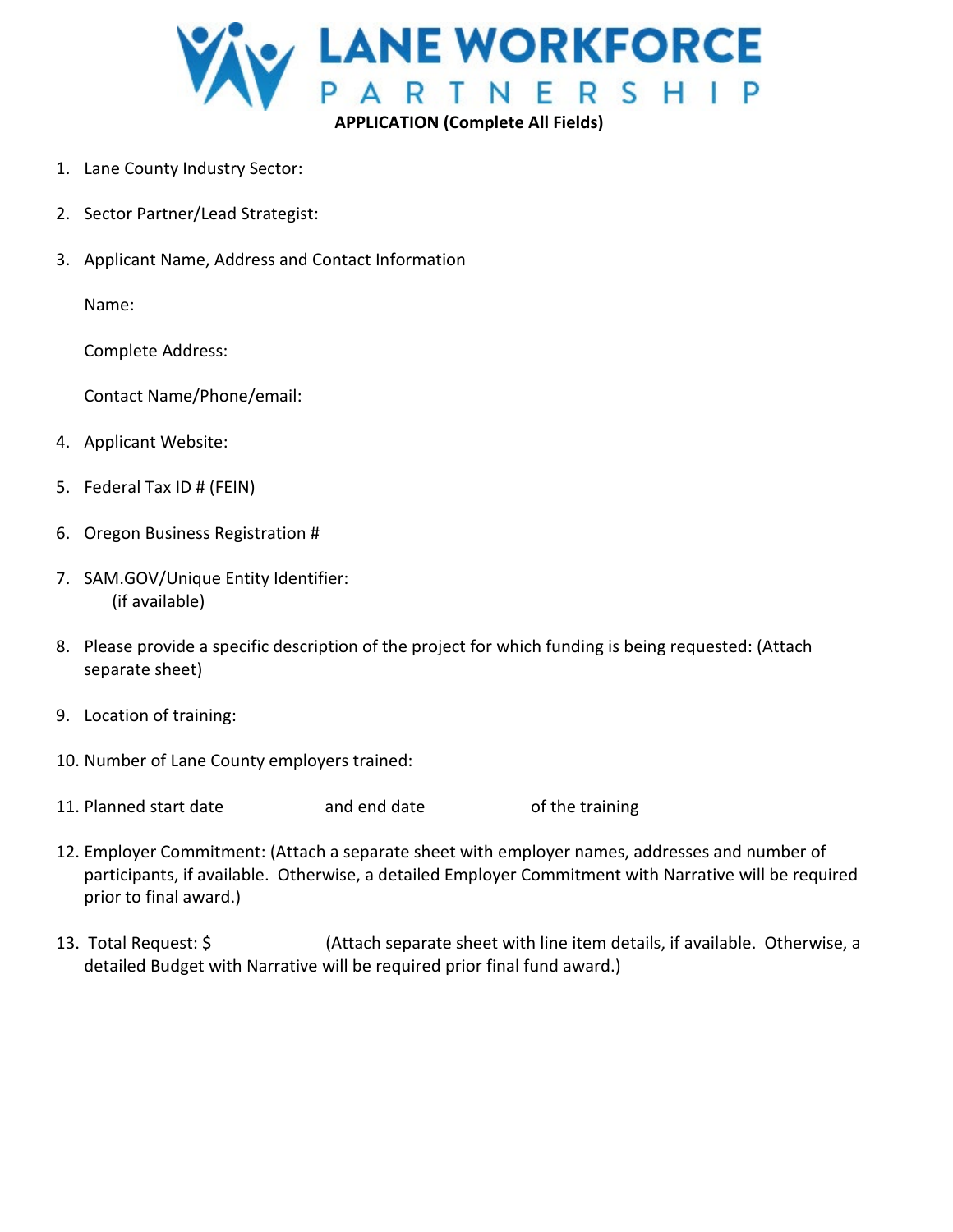LANE WORKFORCE PARTNERSHIP

**APPLICATION (Complete All Fields)**

1. Lane County Industry Sector:
2. Sector Partner/Lead Strategist:
3. Applicant Name, Address and Contact Information

   Name:

   Complete Address:

   Contact Name/Phone/email:
4. Applicant Website:
5. Federal Tax ID # (FEIN)
6. Oregon Business Registration #
7. SAM.GOV/Unique Entity Identifier:
   (if available)
8. Please provide a specific description of the project for which funding is being requested: (Attach separate sheet)
9. Location of training:
10. Number of Lane County employers trained:
11. Planned start date and end date of the training
12. Employer Commitment: (Attach a separate sheet with employer names, addresses and number of participants, if available. Otherwise, a detailed Employer Commitment with Narrative will be required prior to final award.)
13. Total Request: $ (Attach separate sheet with line item details, if available. Otherwise, a detailed Budget with Narrative will be required prior final fund award.)